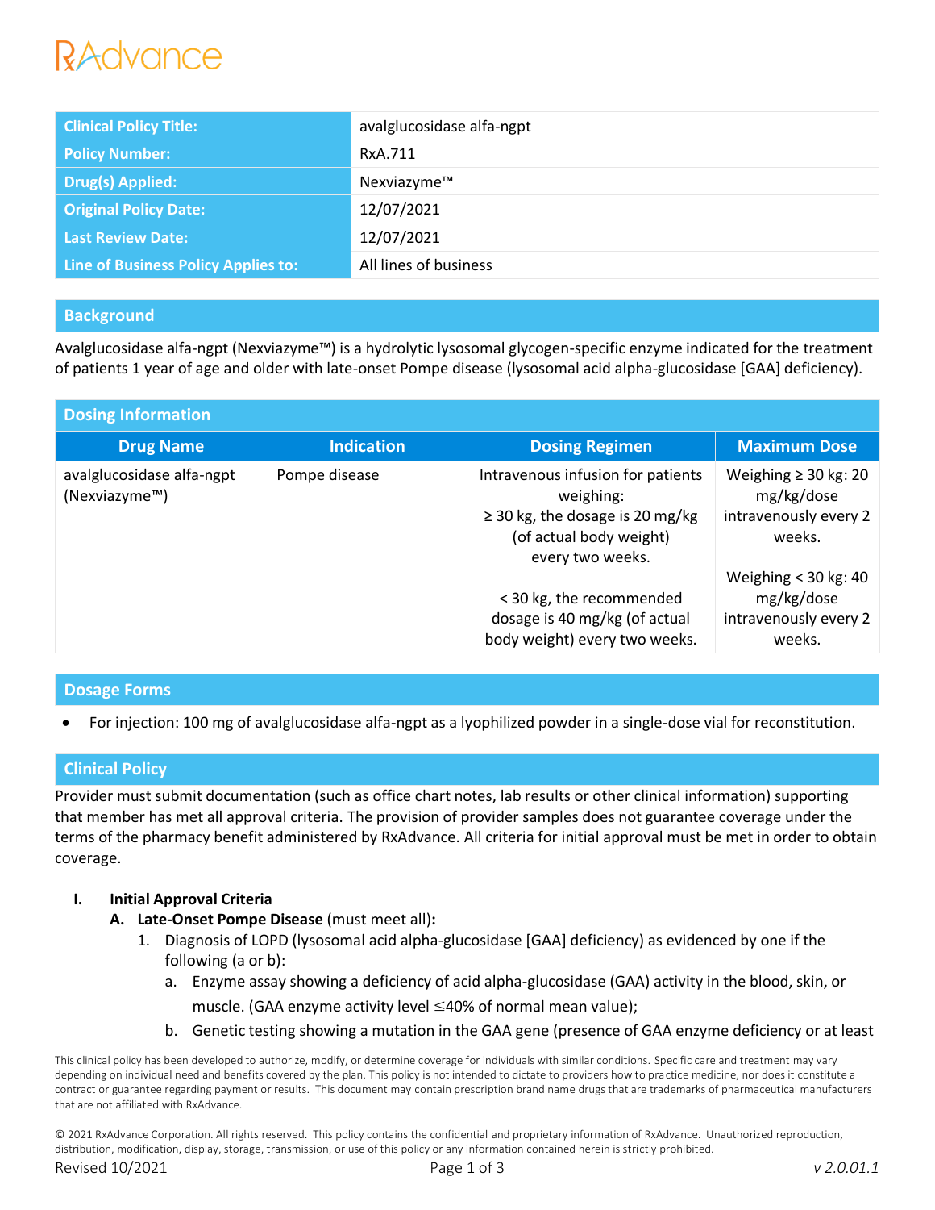RxAdvance

| | |
|---|---|
| **Clinical Policy Title:** | avalglucosidase alfa-ngpt |
| **Policy Number:** | RxA.711 |
| **Drug(s) Applied:** | Nexviazyme™ |
| **Original Policy Date:** | 12/07/2021 |
| **Last Review Date:** | 12/07/2021 |
| **Line of Business Policy Applies to:** | All lines of business |

## Background

Avalglucosidase alfa-ngpt (Nexviazyme™) is a hydrolytic lysosomal glycogen-specific enzyme indicated for the treatment of patients 1 year of age and older with late-onset Pompe disease (lysosomal acid alpha-glucosidase [GAA] deficiency).

## Dosing Information

| Drug Name | Indication | Dosing Regimen | Maximum Dose |
|---|---|---|---|
| avalglucosidase alfa-ngpt (Nexviazyme™) | Pompe disease | Intravenous infusion for patients weighing:<br>≥ 30 kg, the dosage is 20 mg/kg (of actual body weight) every two weeks.<br><br>< 30 kg, the recommended dosage is 40 mg/kg (of actual body weight) every two weeks. | Weighing ≥ 30 kg: 20 mg/kg/dose intravenously every 2 weeks.<br><br>Weighing < 30 kg: 40 mg/kg/dose intravenously every 2 weeks. |

## Dosage Forms

- For injection: 100 mg of avalglucosidase alfa-ngpt as a lyophilized powder in a single-dose vial for reconstitution.

## Clinical Policy

Provider must submit documentation (such as office chart notes, lab results or other clinical information) supporting that member has met all approval criteria. The provision of provider samples does not guarantee coverage under the terms of the pharmacy benefit administered by RxAdvance. All criteria for initial approval must be met in order to obtain coverage.

**I. Initial Approval Criteria**

**A. Late-Onset Pompe Disease** (must meet all)**:**

1. Diagnosis of LOPD (lysosomal acid alpha-glucosidase [GAA] deficiency) as evidenced by one if the following (a or b):
   a. Enzyme assay showing a deficiency of acid alpha-glucosidase (GAA) activity in the blood, skin, or muscle. (GAA enzyme activity level ≤40% of normal mean value);
   b. Genetic testing showing a mutation in the GAA gene (presence of GAA enzyme deficiency or at least

This clinical policy has been developed to authorize, modify, or determine coverage for individuals with similar conditions. Specific care and treatment may vary depending on individual need and benefits covered by the plan. This policy is not intended to dictate to providers how to practice medicine, nor does it constitute a contract or guarantee regarding payment or results. This document may contain prescription brand name drugs that are trademarks of pharmaceutical manufacturers that are not affiliated with RxAdvance.

© 2021 RxAdvance Corporation. All rights reserved. This policy contains the confidential and proprietary information of RxAdvance. Unauthorized reproduction, distribution, modification, display, storage, transmission, or use of this policy or any information contained herein is strictly prohibited.

Revised 10/2021 v 2.0.01.1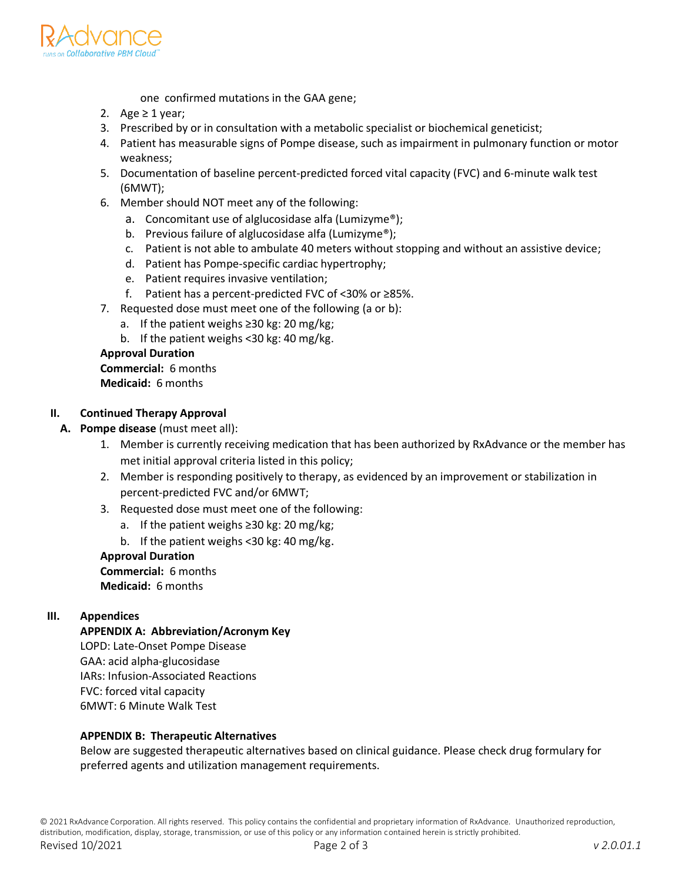one confirmed mutations in the GAA gene;

2. Age ≥ 1 year;
3. Prescribed by or in consultation with a metabolic specialist or biochemical geneticist;
4. Patient has measurable signs of Pompe disease, such as impairment in pulmonary function or motor weakness;
5. Documentation of baseline percent-predicted forced vital capacity (FVC) and 6-minute walk test (6MWT);
6. Member should NOT meet any of the following:
   a. Concomitant use of alglucosidase alfa (Lumizyme®);
   b. Previous failure of alglucosidase alfa (Lumizyme®);
   c. Patient is not able to ambulate 40 meters without stopping and without an assistive device;
   d. Patient has Pompe-specific cardiac hypertrophy;
   e. Patient requires invasive ventilation;
   f. Patient has a percent-predicted FVC of <30% or ≥85%.
7. Requested dose must meet one of the following (a or b):
   a. If the patient weighs ≥30 kg: 20 mg/kg;
   b. If the patient weighs <30 kg: 40 mg/kg.

**Approval Duration**
**Commercial:** 6 months
**Medicaid:** 6 months

## II. Continued Therapy Approval

### A. Pompe disease (must meet all):

1. Member is currently receiving medication that has been authorized by RxAdvance or the member has met initial approval criteria listed in this policy;
2. Member is responding positively to therapy, as evidenced by an improvement or stabilization in percent-predicted FVC and/or 6MWT;
3. Requested dose must meet one of the following:
   a. If the patient weighs ≥30 kg: 20 mg/kg;
   b. If the patient weighs <30 kg: 40 mg/kg.

**Approval Duration**
**Commercial:** 6 months
**Medicaid:** 6 months

## III. Appendices

**APPENDIX A: Abbreviation/Acronym Key**

LOPD: Late-Onset Pompe Disease
GAA: acid alpha-glucosidase
IARs: Infusion-Associated Reactions
FVC: forced vital capacity
6MWT: 6 Minute Walk Test

**APPENDIX B: Therapeutic Alternatives**

Below are suggested therapeutic alternatives based on clinical guidance. Please check drug formulary for preferred agents and utilization management requirements.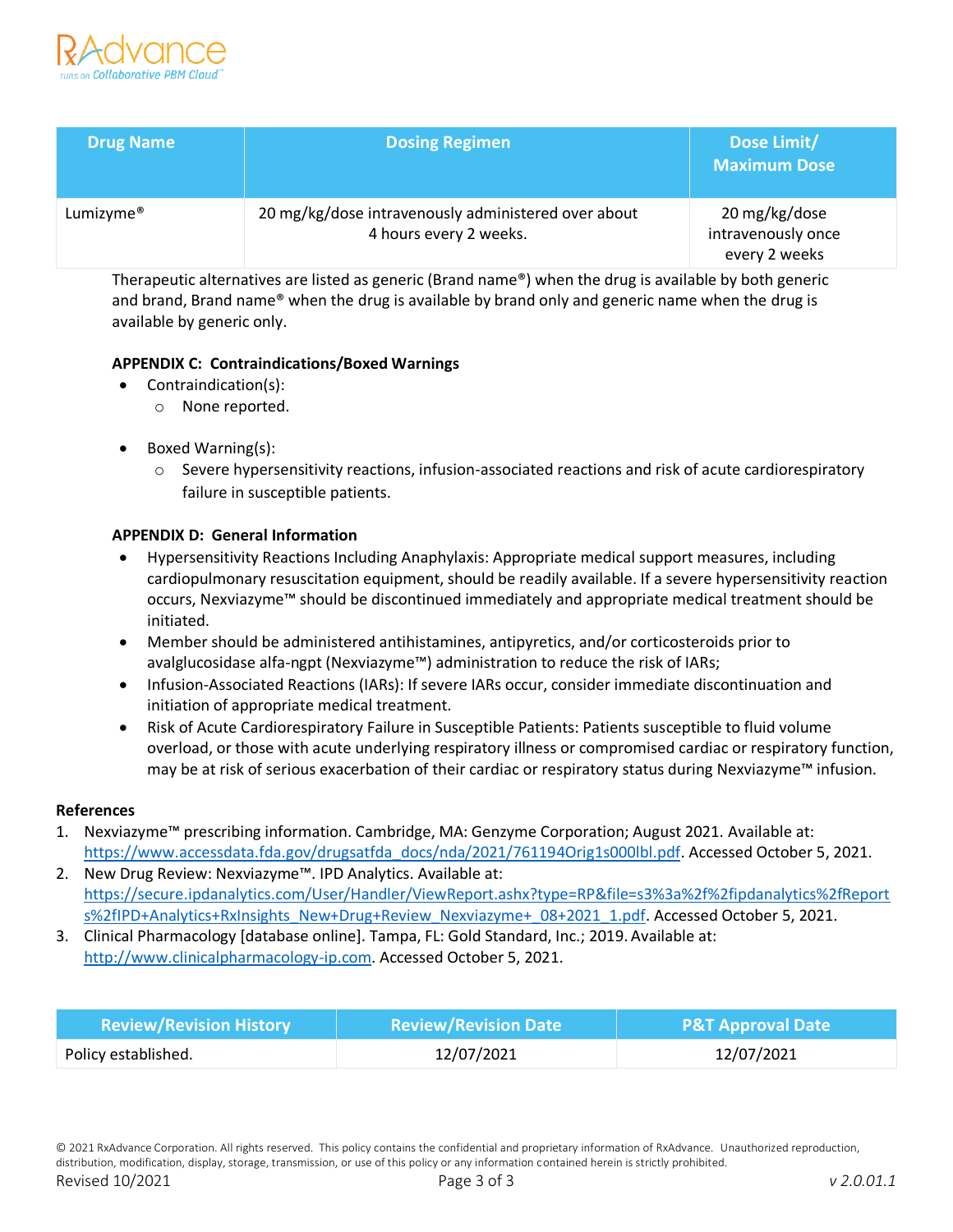| Drug Name | Dosing Regimen | Dose Limit/ Maximum Dose |
|---|---|---|
| Lumizyme® | 20 mg/kg/dose intravenously administered over about 4 hours every 2 weeks. | 20 mg/kg/dose intravenously once every 2 weeks |

Therapeutic alternatives are listed as generic (Brand name®) when the drug is available by both generic and brand, Brand name® when the drug is available by brand only and generic name when the drug is available by generic only.

**APPENDIX C: Contraindications/Boxed Warnings**

- Contraindication(s):
  - None reported.
- Boxed Warning(s):
  - Severe hypersensitivity reactions, infusion-associated reactions and risk of acute cardiorespiratory failure in susceptible patients.

**APPENDIX D: General Information**

- Hypersensitivity Reactions Including Anaphylaxis: Appropriate medical support measures, including cardiopulmonary resuscitation equipment, should be readily available. If a severe hypersensitivity reaction occurs, Nexviazyme™ should be discontinued immediately and appropriate medical treatment should be initiated.
- Member should be administered antihistamines, antipyretics, and/or corticosteroids prior to avalglucosidase alfa-ngpt (Nexviazyme™) administration to reduce the risk of IARs;
- Infusion-Associated Reactions (IARs): If severe IARs occur, consider immediate discontinuation and initiation of appropriate medical treatment.
- Risk of Acute Cardiorespiratory Failure in Susceptible Patients: Patients susceptible to fluid volume overload, or those with acute underlying respiratory illness or compromised cardiac or respiratory function, may be at risk of serious exacerbation of their cardiac or respiratory status during Nexviazyme™ infusion.

## References

1. Nexviazyme™ prescribing information. Cambridge, MA: Genzyme Corporation; August 2021. Available at: https://www.accessdata.fda.gov/drugsatfda_docs/nda/2021/761194Orig1s000lbl.pdf. Accessed October 5, 2021.
2. New Drug Review: Nexviazyme™. IPD Analytics. Available at: https://secure.ipdanalytics.com/User/Handler/ViewReport.ashx?type=RP&file=s3%3a%2f%2fipdanalytics%2fReports%2fIPD+Analytics+RxInsights_New+Drug+Review_Nexviazyme+_08+2021_1.pdf. Accessed October 5, 2021.
3. Clinical Pharmacology [database online]. Tampa, FL: Gold Standard, Inc.; 2019. Available at: http://www.clinicalpharmacology-ip.com. Accessed October 5, 2021.

| Review/Revision History | Review/Revision Date | P&T Approval Date |
|---|---|---|
| Policy established. | 12/07/2021 | 12/07/2021 |

© 2021 RxAdvance Corporation. All rights reserved. This policy contains the confidential and proprietary information of RxAdvance. Unauthorized reproduction, distribution, modification, display, storage, transmission, or use of this policy or any information contained herein is strictly prohibited.